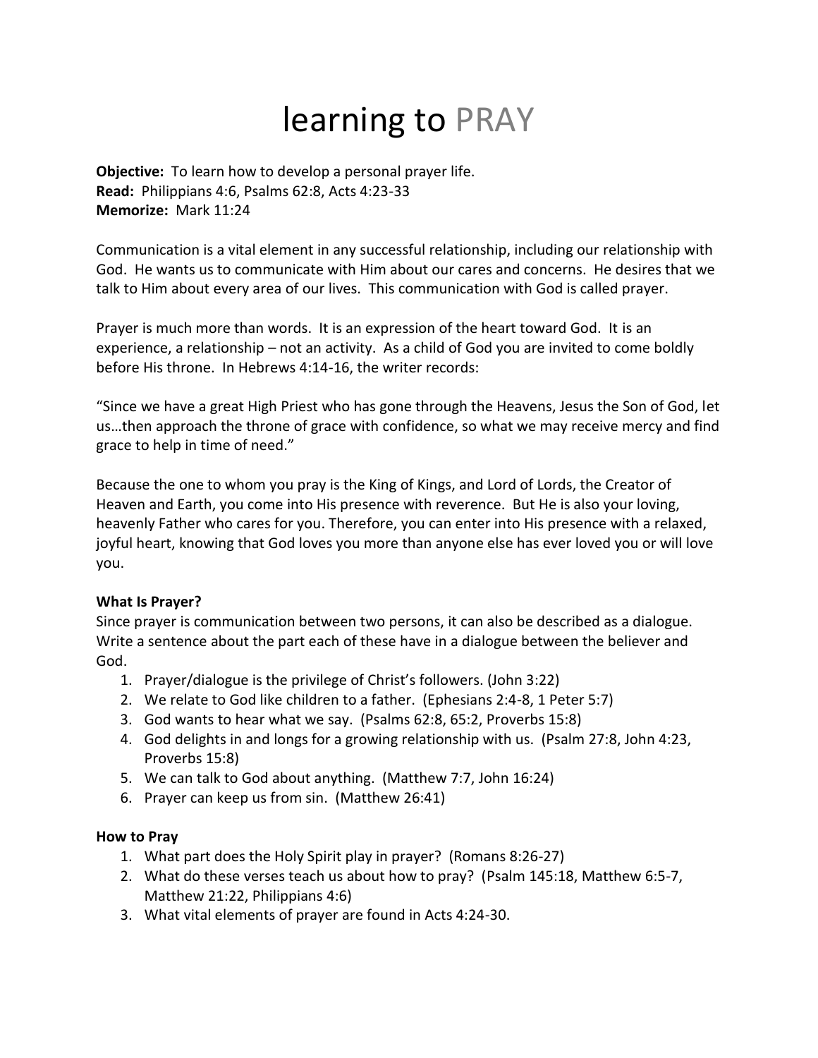# learning to PRAY

**Objective:** To learn how to develop a personal prayer life.
**Read:** Philippians 4:6, Psalms 62:8, Acts 4:23-33
**Memorize:** Mark 11:24

Communication is a vital element in any successful relationship, including our relationship with God. He wants us to communicate with Him about our cares and concerns. He desires that we talk to Him about every area of our lives. This communication with God is called prayer.

Prayer is much more than words. It is an expression of the heart toward God. It is an experience, a relationship – not an activity. As a child of God you are invited to come boldly before His throne. In Hebrews 4:14-16, the writer records:

"Since we have a great High Priest who has gone through the Heavens, Jesus the Son of God, let us…then approach the throne of grace with confidence, so what we may receive mercy and find grace to help in time of need."

Because the one to whom you pray is the King of Kings, and Lord of Lords, the Creator of Heaven and Earth, you come into His presence with reverence. But He is also your loving, heavenly Father who cares for you. Therefore, you can enter into His presence with a relaxed, joyful heart, knowing that God loves you more than anyone else has ever loved you or will love you.

**What Is Prayer?**

Since prayer is communication between two persons, it can also be described as a dialogue. Write a sentence about the part each of these have in a dialogue between the believer and God.

1. Prayer/dialogue is the privilege of Christ's followers. (John 3:22)
2. We relate to God like children to a father. (Ephesians 2:4-8, 1 Peter 5:7)
3. God wants to hear what we say. (Psalms 62:8, 65:2, Proverbs 15:8)
4. God delights in and longs for a growing relationship with us. (Psalm 27:8, John 4:23, Proverbs 15:8)
5. We can talk to God about anything. (Matthew 7:7, John 16:24)
6. Prayer can keep us from sin. (Matthew 26:41)

**How to Pray**

1. What part does the Holy Spirit play in prayer? (Romans 8:26-27)
2. What do these verses teach us about how to pray? (Psalm 145:18, Matthew 6:5-7, Matthew 21:22, Philippians 4:6)
3. What vital elements of prayer are found in Acts 4:24-30.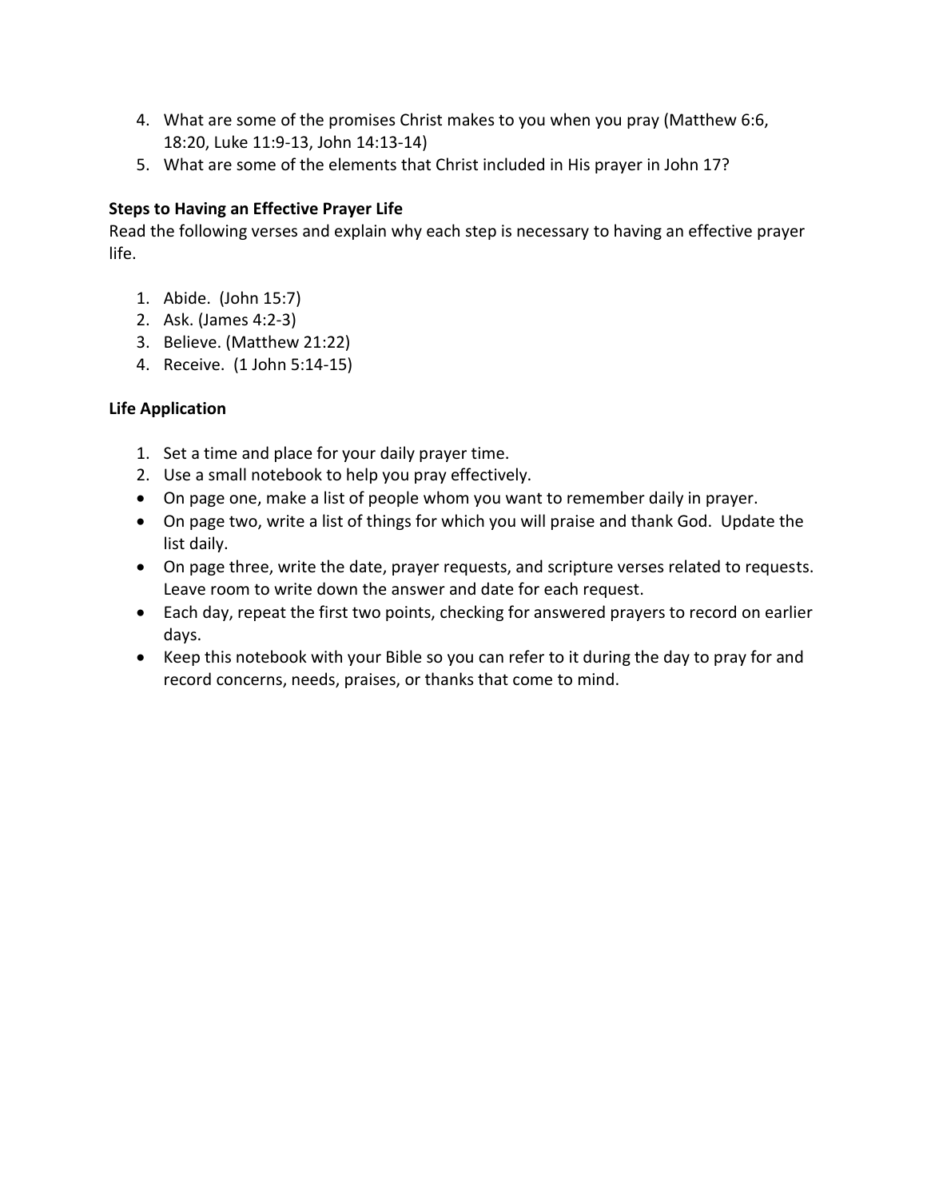4. What are some of the promises Christ makes to you when you pray (Matthew 6:6, 18:20, Luke 11:9-13, John 14:13-14)
5. What are some of the elements that Christ included in His prayer in John 17?

**Steps to Having an Effective Prayer Life**

Read the following verses and explain why each step is necessary to having an effective prayer life.

1. Abide. (John 15:7)
2. Ask. (James 4:2-3)
3. Believe. (Matthew 21:22)
4. Receive. (1 John 5:14-15)

**Life Application**

1. Set a time and place for your daily prayer time.
2. Use a small notebook to help you pray effectively.

- On page one, make a list of people whom you want to remember daily in prayer.
- On page two, write a list of things for which you will praise and thank God. Update the list daily.
- On page three, write the date, prayer requests, and scripture verses related to requests. Leave room to write down the answer and date for each request.
- Each day, repeat the first two points, checking for answered prayers to record on earlier days.
- Keep this notebook with your Bible so you can refer to it during the day to pray for and record concerns, needs, praises, or thanks that come to mind.